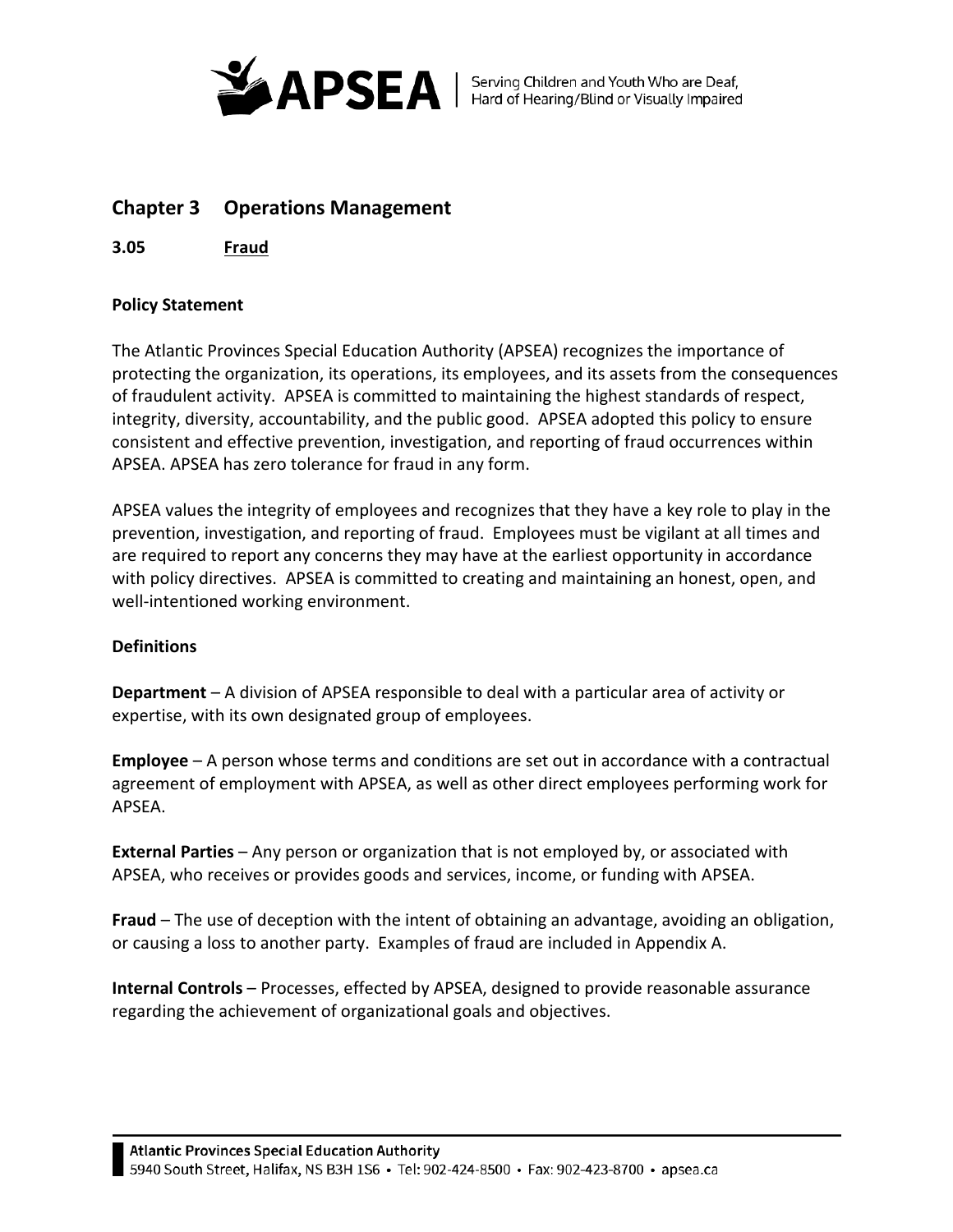## Chapter 3 Operations Management

### 3.05 Fraud

**Policy Statement**

The Atlantic Provinces Special Education Authority (APSEA) recognizes the importance of protecting the organization, its operations, its employees, and its assets from the consequences of fraudulent activity. APSEA is committed to maintaining the highest standards of respect, integrity, diversity, accountability, and the public good. APSEA adopted this policy to ensure consistent and effective prevention, investigation, and reporting of fraud occurrences within APSEA. APSEA has zero tolerance for fraud in any form.

APSEA values the integrity of employees and recognizes that they have a key role to play in the prevention, investigation, and reporting of fraud. Employees must be vigilant at all times and are required to report any concerns they may have at the earliest opportunity in accordance with policy directives. APSEA is committed to creating and maintaining an honest, open, and well-intentioned working environment.

**Definitions**

**Department** – A division of APSEA responsible to deal with a particular area of activity or expertise, with its own designated group of employees.

**Employee** – A person whose terms and conditions are set out in accordance with a contractual agreement of employment with APSEA, as well as other direct employees performing work for APSEA.

**External Parties** – Any person or organization that is not employed by, or associated with APSEA, who receives or provides goods and services, income, or funding with APSEA.

**Fraud** – The use of deception with the intent of obtaining an advantage, avoiding an obligation, or causing a loss to another party. Examples of fraud are included in Appendix A.

**Internal Controls** – Processes, effected by APSEA, designed to provide reasonable assurance regarding the achievement of organizational goals and objectives.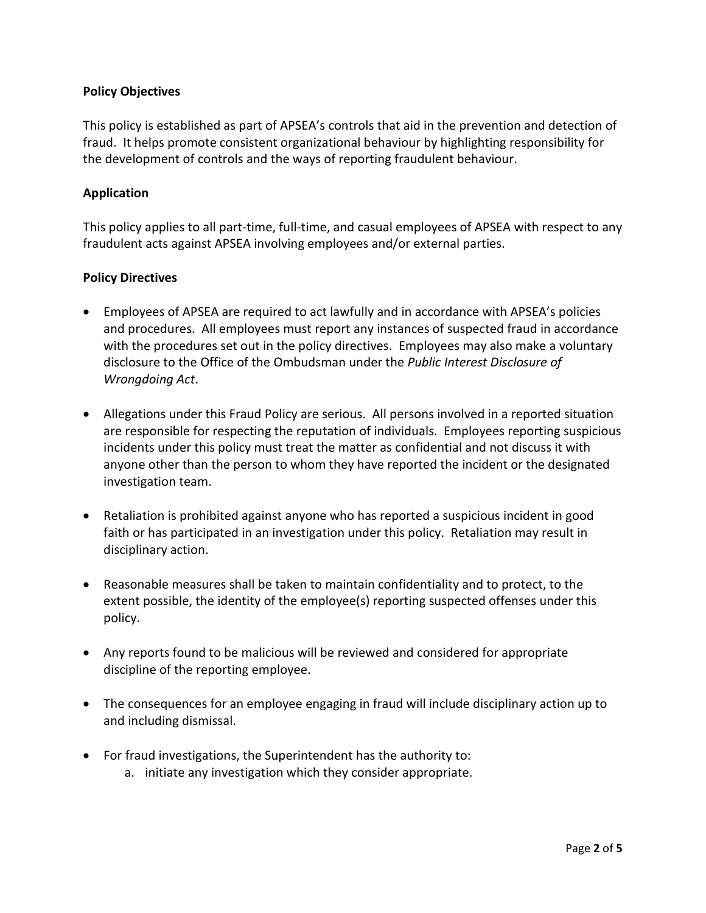**Policy Objectives**

This policy is established as part of APSEA's controls that aid in the prevention and detection of fraud. It helps promote consistent organizational behaviour by highlighting responsibility for the development of controls and the ways of reporting fraudulent behaviour.

**Application**

This policy applies to all part-time, full-time, and casual employees of APSEA with respect to any fraudulent acts against APSEA involving employees and/or external parties.

**Policy Directives**

- Employees of APSEA are required to act lawfully and in accordance with APSEA's policies and procedures. All employees must report any instances of suspected fraud in accordance with the procedures set out in the policy directives. Employees may also make a voluntary disclosure to the Office of the Ombudsman under the *Public Interest Disclosure of Wrongdoing Act*.

- Allegations under this Fraud Policy are serious. All persons involved in a reported situation are responsible for respecting the reputation of individuals. Employees reporting suspicious incidents under this policy must treat the matter as confidential and not discuss it with anyone other than the person to whom they have reported the incident or the designated investigation team.

- Retaliation is prohibited against anyone who has reported a suspicious incident in good faith or has participated in an investigation under this policy. Retaliation may result in disciplinary action.

- Reasonable measures shall be taken to maintain confidentiality and to protect, to the extent possible, the identity of the employee(s) reporting suspected offenses under this policy.

- Any reports found to be malicious will be reviewed and considered for appropriate discipline of the reporting employee.

- The consequences for an employee engaging in fraud will include disciplinary action up to and including dismissal.

- For fraud investigations, the Superintendent has the authority to:
    a. initiate any investigation which they consider appropriate.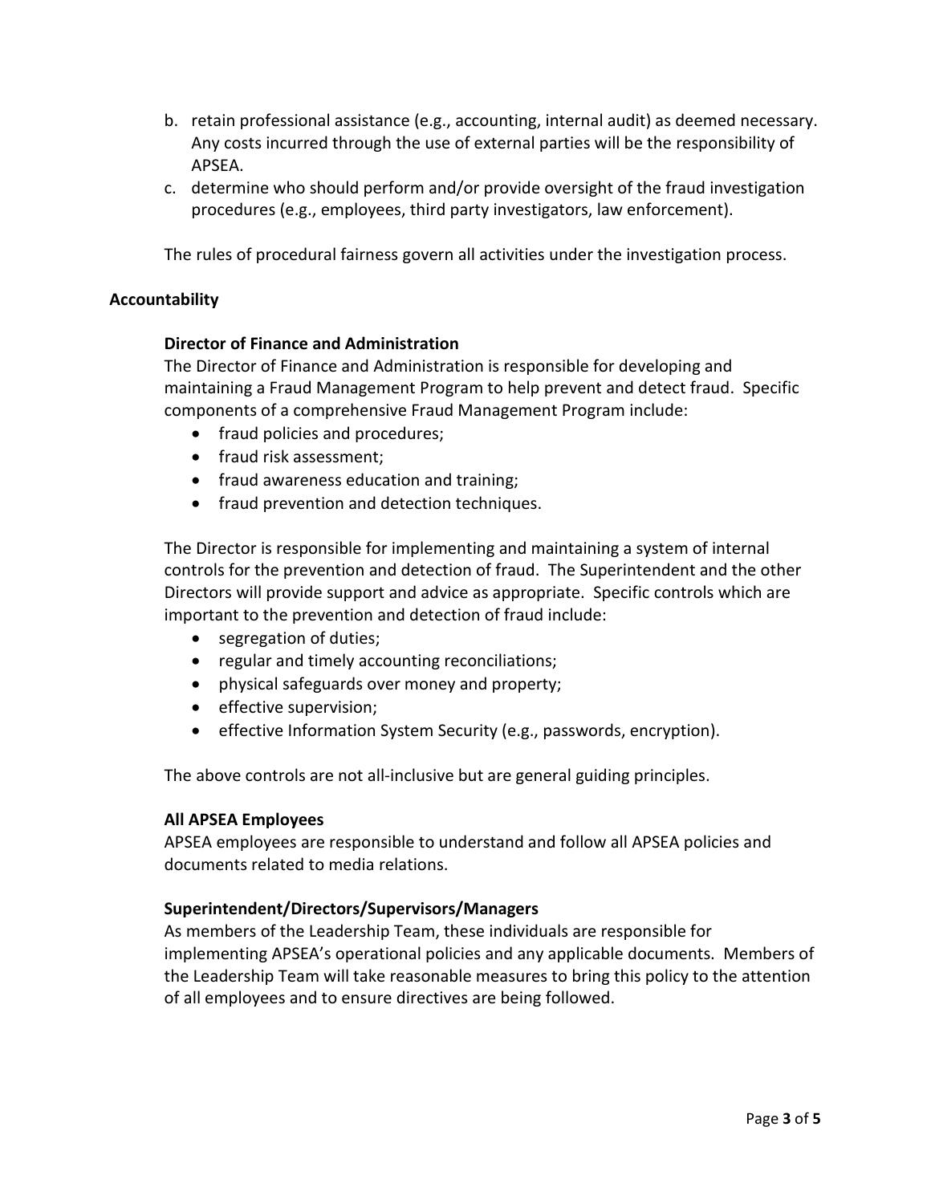b. retain professional assistance (e.g., accounting, internal audit) as deemed necessary. Any costs incurred through the use of external parties will be the responsibility of APSEA.
c. determine who should perform and/or provide oversight of the fraud investigation procedures (e.g., employees, third party investigators, law enforcement).

The rules of procedural fairness govern all activities under the investigation process.

**Accountability**

**Director of Finance and Administration**

The Director of Finance and Administration is responsible for developing and maintaining a Fraud Management Program to help prevent and detect fraud. Specific components of a comprehensive Fraud Management Program include:

- fraud policies and procedures;
- fraud risk assessment;
- fraud awareness education and training;
- fraud prevention and detection techniques.

The Director is responsible for implementing and maintaining a system of internal controls for the prevention and detection of fraud. The Superintendent and the other Directors will provide support and advice as appropriate. Specific controls which are important to the prevention and detection of fraud include:

- segregation of duties;
- regular and timely accounting reconciliations;
- physical safeguards over money and property;
- effective supervision;
- effective Information System Security (e.g., passwords, encryption).

The above controls are not all-inclusive but are general guiding principles.

**All APSEA Employees**

APSEA employees are responsible to understand and follow all APSEA policies and documents related to media relations.

**Superintendent/Directors/Supervisors/Managers**

As members of the Leadership Team, these individuals are responsible for implementing APSEA's operational policies and any applicable documents. Members of the Leadership Team will take reasonable measures to bring this policy to the attention of all employees and to ensure directives are being followed.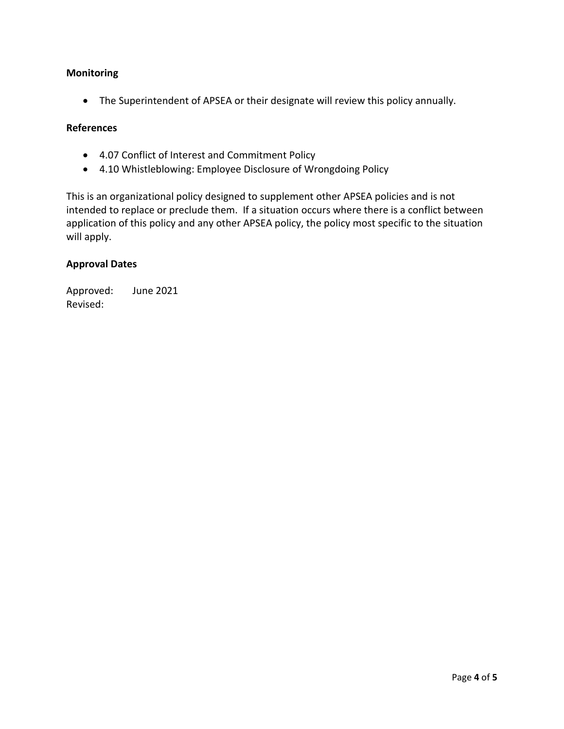**Monitoring**

- The Superintendent of APSEA or their designate will review this policy annually.

**References**

- 4.07 Conflict of Interest and Commitment Policy
- 4.10 Whistleblowing: Employee Disclosure of Wrongdoing Policy

This is an organizational policy designed to supplement other APSEA policies and is not intended to replace or preclude them. If a situation occurs where there is a conflict between application of this policy and any other APSEA policy, the policy most specific to the situation will apply.

**Approval Dates**

Approved: June 2021
Revised: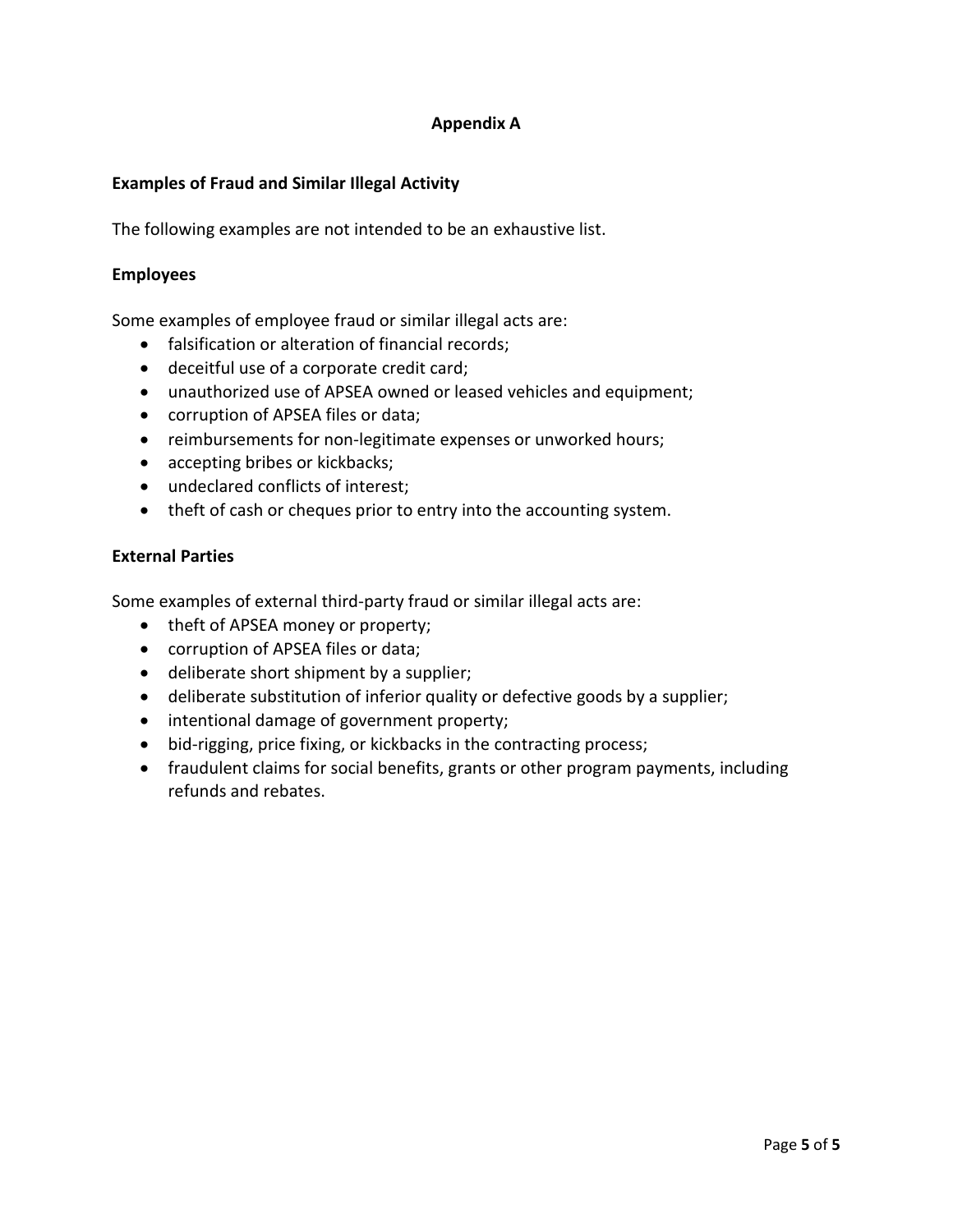# Appendix A

## Examples of Fraud and Similar Illegal Activity

The following examples are not intended to be an exhaustive list.

### Employees

Some examples of employee fraud or similar illegal acts are:

- falsification or alteration of financial records;
- deceitful use of a corporate credit card;
- unauthorized use of APSEA owned or leased vehicles and equipment;
- corruption of APSEA files or data;
- reimbursements for non-legitimate expenses or unworked hours;
- accepting bribes or kickbacks;
- undeclared conflicts of interest;
- theft of cash or cheques prior to entry into the accounting system.

### External Parties

Some examples of external third-party fraud or similar illegal acts are:

- theft of APSEA money or property;
- corruption of APSEA files or data;
- deliberate short shipment by a supplier;
- deliberate substitution of inferior quality or defective goods by a supplier;
- intentional damage of government property;
- bid-rigging, price fixing, or kickbacks in the contracting process;
- fraudulent claims for social benefits, grants or other program payments, including refunds and rebates.